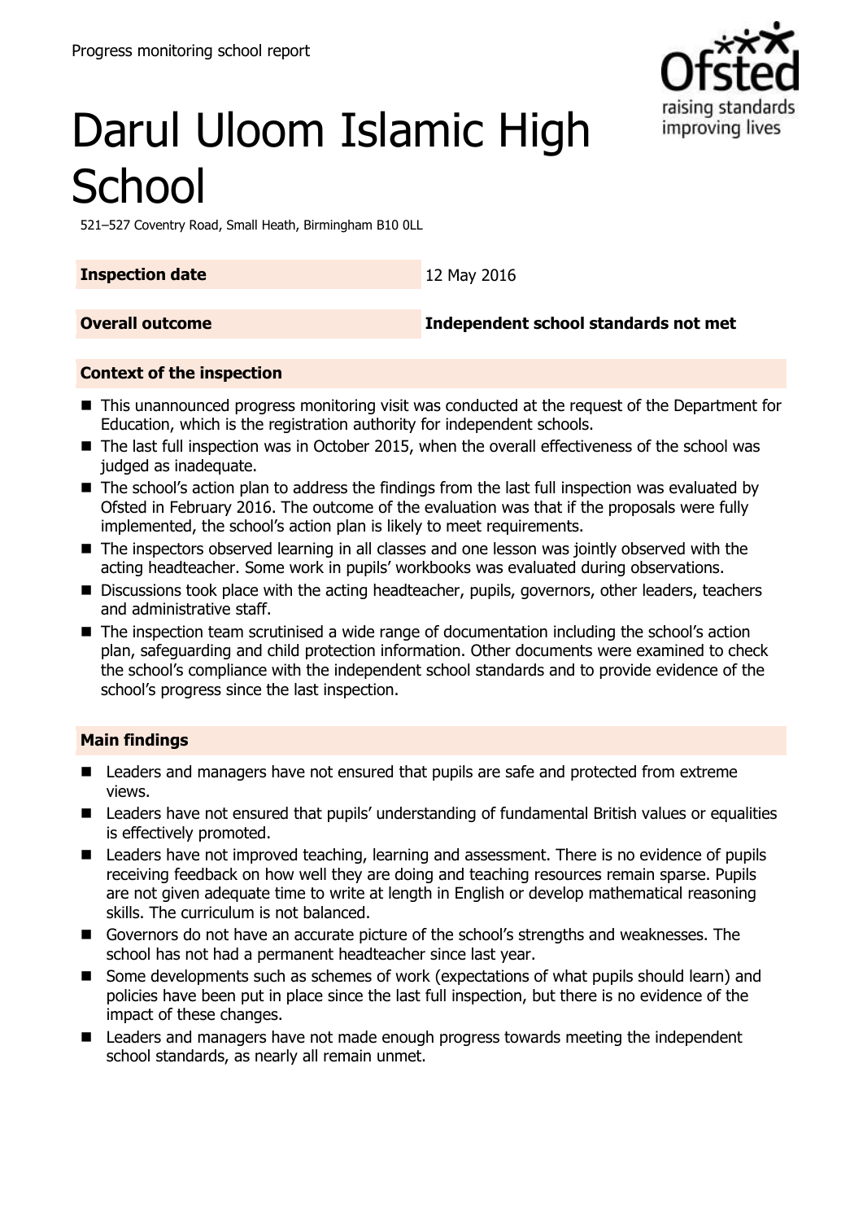Progress monitoring school report

# Darul Uloom Islamic High School

521–527 Coventry Road, Small Heath, Birmingham B10 0LL

| | |
|---|---|
| **Inspection date** | 12 May 2016 |
| **Overall outcome** | **Independent school standards not met** |

## Context of the inspection

- This unannounced progress monitoring visit was conducted at the request of the Department for Education, which is the registration authority for independent schools.
- The last full inspection was in October 2015, when the overall effectiveness of the school was judged as inadequate.
- The school's action plan to address the findings from the last full inspection was evaluated by Ofsted in February 2016. The outcome of the evaluation was that if the proposals were fully implemented, the school's action plan is likely to meet requirements.
- The inspectors observed learning in all classes and one lesson was jointly observed with the acting headteacher. Some work in pupils' workbooks was evaluated during observations.
- Discussions took place with the acting headteacher, pupils, governors, other leaders, teachers and administrative staff.
- The inspection team scrutinised a wide range of documentation including the school's action plan, safeguarding and child protection information. Other documents were examined to check the school's compliance with the independent school standards and to provide evidence of the school's progress since the last inspection.

## Main findings

- Leaders and managers have not ensured that pupils are safe and protected from extreme views.
- Leaders have not ensured that pupils' understanding of fundamental British values or equalities is effectively promoted.
- Leaders have not improved teaching, learning and assessment. There is no evidence of pupils receiving feedback on how well they are doing and teaching resources remain sparse. Pupils are not given adequate time to write at length in English or develop mathematical reasoning skills. The curriculum is not balanced.
- Governors do not have an accurate picture of the school's strengths and weaknesses. The school has not had a permanent headteacher since last year.
- Some developments such as schemes of work (expectations of what pupils should learn) and policies have been put in place since the last full inspection, but there is no evidence of the impact of these changes.
- Leaders and managers have not made enough progress towards meeting the independent school standards, as nearly all remain unmet.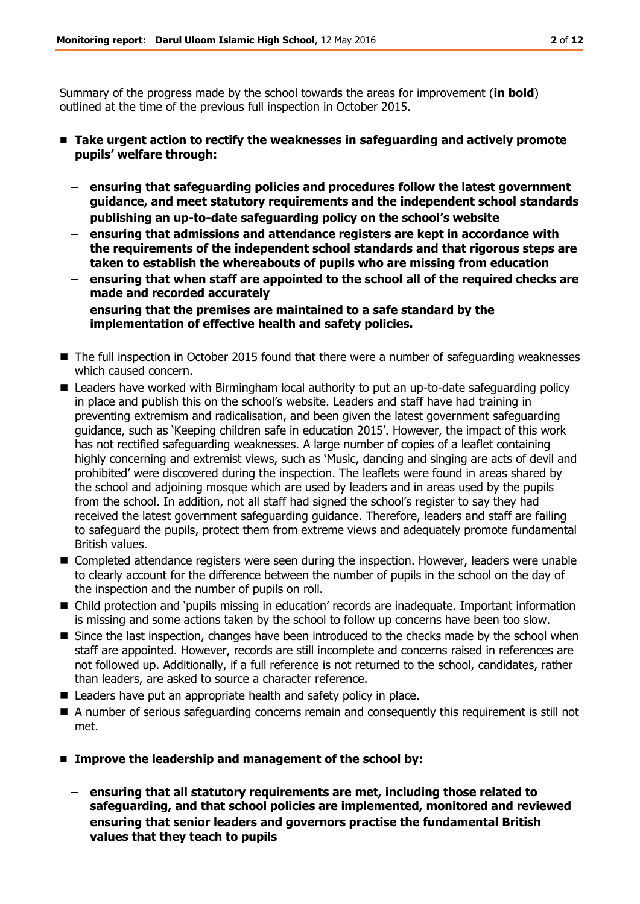Summary of the progress made by the school towards the areas for improvement (**in bold**) outlined at the time of the previous full inspection in October 2015.

- **Take urgent action to rectify the weaknesses in safeguarding and actively promote pupils' welfare through:**
  - **ensuring that safeguarding policies and procedures follow the latest government guidance, and meet statutory requirements and the independent school standards**
  - **publishing an up-to-date safeguarding policy on the school's website**
  - **ensuring that admissions and attendance registers are kept in accordance with the requirements of the independent school standards and that rigorous steps are taken to establish the whereabouts of pupils who are missing from education**
  - **ensuring that when staff are appointed to the school all of the required checks are made and recorded accurately**
  - **ensuring that the premises are maintained to a safe standard by the implementation of effective health and safety policies.**

- The full inspection in October 2015 found that there were a number of safeguarding weaknesses which caused concern.
- Leaders have worked with Birmingham local authority to put an up-to-date safeguarding policy in place and publish this on the school's website. Leaders and staff have had training in preventing extremism and radicalisation, and been given the latest government safeguarding guidance, such as 'Keeping children safe in education 2015'. However, the impact of this work has not rectified safeguarding weaknesses. A large number of copies of a leaflet containing highly concerning and extremist views, such as 'Music, dancing and singing are acts of devil and prohibited' were discovered during the inspection. The leaflets were found in areas shared by the school and adjoining mosque which are used by leaders and in areas used by the pupils from the school. In addition, not all staff had signed the school's register to say they had received the latest government safeguarding guidance. Therefore, leaders and staff are failing to safeguard the pupils, protect them from extreme views and adequately promote fundamental British values.
- Completed attendance registers were seen during the inspection. However, leaders were unable to clearly account for the difference between the number of pupils in the school on the day of the inspection and the number of pupils on roll.
- Child protection and 'pupils missing in education' records are inadequate. Important information is missing and some actions taken by the school to follow up concerns have been too slow.
- Since the last inspection, changes have been introduced to the checks made by the school when staff are appointed. However, records are still incomplete and concerns raised in references are not followed up. Additionally, if a full reference is not returned to the school, candidates, rather than leaders, are asked to source a character reference.
- Leaders have put an appropriate health and safety policy in place.
- A number of serious safeguarding concerns remain and consequently this requirement is still not met.

- **Improve the leadership and management of the school by:**
  - **ensuring that all statutory requirements are met, including those related to safeguarding, and that school policies are implemented, monitored and reviewed**
  - **ensuring that senior leaders and governors practise the fundamental British values that they teach to pupils**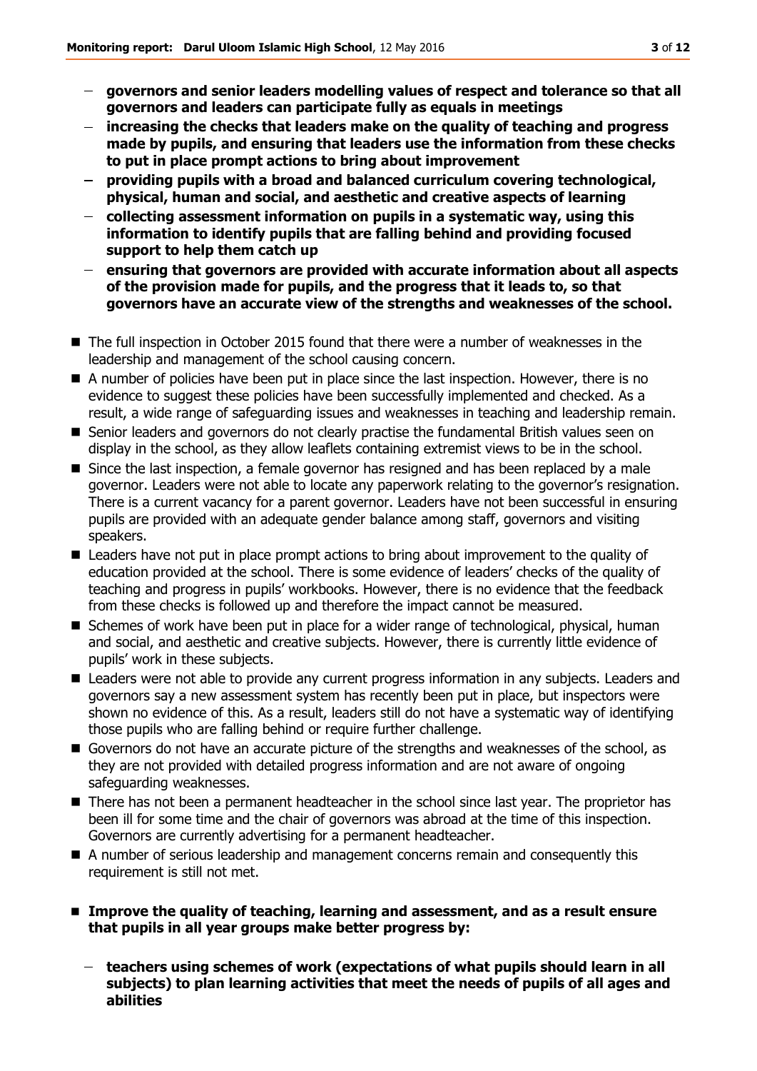- **governors and senior leaders modelling values of respect and tolerance so that all governors and leaders can participate fully as equals in meetings**
- **increasing the checks that leaders make on the quality of teaching and progress made by pupils, and ensuring that leaders use the information from these checks to put in place prompt actions to bring about improvement**
- **providing pupils with a broad and balanced curriculum covering technological, physical, human and social, and aesthetic and creative aspects of learning**
- **collecting assessment information on pupils in a systematic way, using this information to identify pupils that are falling behind and providing focused support to help them catch up**
- **ensuring that governors are provided with accurate information about all aspects of the provision made for pupils, and the progress that it leads to, so that governors have an accurate view of the strengths and weaknesses of the school.**

- The full inspection in October 2015 found that there were a number of weaknesses in the leadership and management of the school causing concern.
- A number of policies have been put in place since the last inspection. However, there is no evidence to suggest these policies have been successfully implemented and checked. As a result, a wide range of safeguarding issues and weaknesses in teaching and leadership remain.
- Senior leaders and governors do not clearly practise the fundamental British values seen on display in the school, as they allow leaflets containing extremist views to be in the school.
- Since the last inspection, a female governor has resigned and has been replaced by a male governor. Leaders were not able to locate any paperwork relating to the governor's resignation. There is a current vacancy for a parent governor. Leaders have not been successful in ensuring pupils are provided with an adequate gender balance among staff, governors and visiting speakers.
- Leaders have not put in place prompt actions to bring about improvement to the quality of education provided at the school. There is some evidence of leaders' checks of the quality of teaching and progress in pupils' workbooks. However, there is no evidence that the feedback from these checks is followed up and therefore the impact cannot be measured.
- Schemes of work have been put in place for a wider range of technological, physical, human and social, and aesthetic and creative subjects. However, there is currently little evidence of pupils' work in these subjects.
- Leaders were not able to provide any current progress information in any subjects. Leaders and governors say a new assessment system has recently been put in place, but inspectors were shown no evidence of this. As a result, leaders still do not have a systematic way of identifying those pupils who are falling behind or require further challenge.
- Governors do not have an accurate picture of the strengths and weaknesses of the school, as they are not provided with detailed progress information and are not aware of ongoing safeguarding weaknesses.
- There has not been a permanent headteacher in the school since last year. The proprietor has been ill for some time and the chair of governors was abroad at the time of this inspection. Governors are currently advertising for a permanent headteacher.
- A number of serious leadership and management concerns remain and consequently this requirement is still not met.

- **Improve the quality of teaching, learning and assessment, and as a result ensure that pupils in all year groups make better progress by:**
  - **teachers using schemes of work (expectations of what pupils should learn in all subjects) to plan learning activities that meet the needs of pupils of all ages and abilities**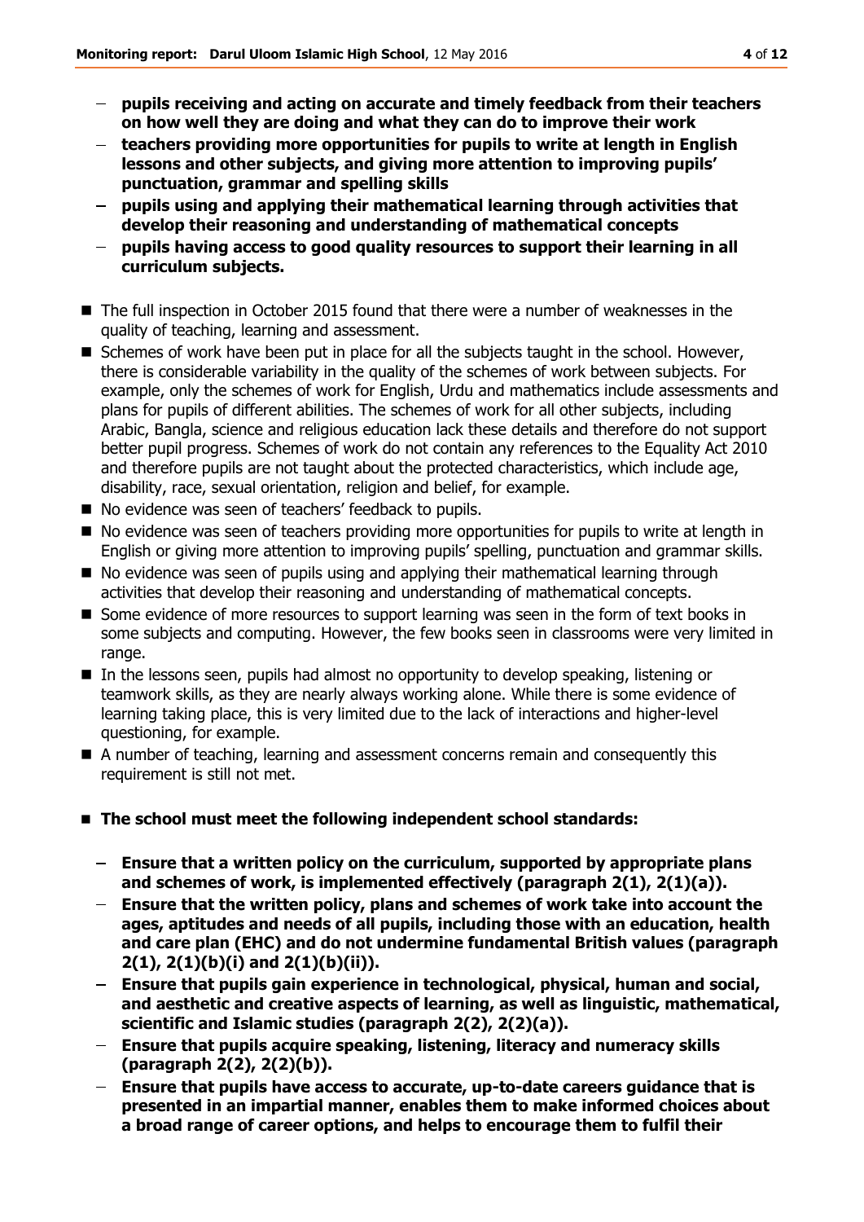- **pupils receiving and acting on accurate and timely feedback from their teachers on how well they are doing and what they can do to improve their work**
- **teachers providing more opportunities for pupils to write at length in English lessons and other subjects, and giving more attention to improving pupils' punctuation, grammar and spelling skills**
- **pupils using and applying their mathematical learning through activities that develop their reasoning and understanding of mathematical concepts**
- **pupils having access to good quality resources to support their learning in all curriculum subjects.**

- The full inspection in October 2015 found that there were a number of weaknesses in the quality of teaching, learning and assessment.
- Schemes of work have been put in place for all the subjects taught in the school. However, there is considerable variability in the quality of the schemes of work between subjects. For example, only the schemes of work for English, Urdu and mathematics include assessments and plans for pupils of different abilities. The schemes of work for all other subjects, including Arabic, Bangla, science and religious education lack these details and therefore do not support better pupil progress. Schemes of work do not contain any references to the Equality Act 2010 and therefore pupils are not taught about the protected characteristics, which include age, disability, race, sexual orientation, religion and belief, for example.
- No evidence was seen of teachers' feedback to pupils.
- No evidence was seen of teachers providing more opportunities for pupils to write at length in English or giving more attention to improving pupils' spelling, punctuation and grammar skills.
- No evidence was seen of pupils using and applying their mathematical learning through activities that develop their reasoning and understanding of mathematical concepts.
- Some evidence of more resources to support learning was seen in the form of text books in some subjects and computing. However, the few books seen in classrooms were very limited in range.
- In the lessons seen, pupils had almost no opportunity to develop speaking, listening or teamwork skills, as they are nearly always working alone. While there is some evidence of learning taking place, this is very limited due to the lack of interactions and higher-level questioning, for example.
- A number of teaching, learning and assessment concerns remain and consequently this requirement is still not met.

- **The school must meet the following independent school standards:**
  - **Ensure that a written policy on the curriculum, supported by appropriate plans and schemes of work, is implemented effectively (paragraph 2(1), 2(1)(a)).**
  - **Ensure that the written policy, plans and schemes of work take into account the ages, aptitudes and needs of all pupils, including those with an education, health and care plan (EHC) and do not undermine fundamental British values (paragraph 2(1), 2(1)(b)(i) and 2(1)(b)(ii)).**
  - **Ensure that pupils gain experience in technological, physical, human and social, and aesthetic and creative aspects of learning, as well as linguistic, mathematical, scientific and Islamic studies (paragraph 2(2), 2(2)(a)).**
  - **Ensure that pupils acquire speaking, listening, literacy and numeracy skills (paragraph 2(2), 2(2)(b)).**
  - **Ensure that pupils have access to accurate, up-to-date careers guidance that is presented in an impartial manner, enables them to make informed choices about a broad range of career options, and helps to encourage them to fulfil their**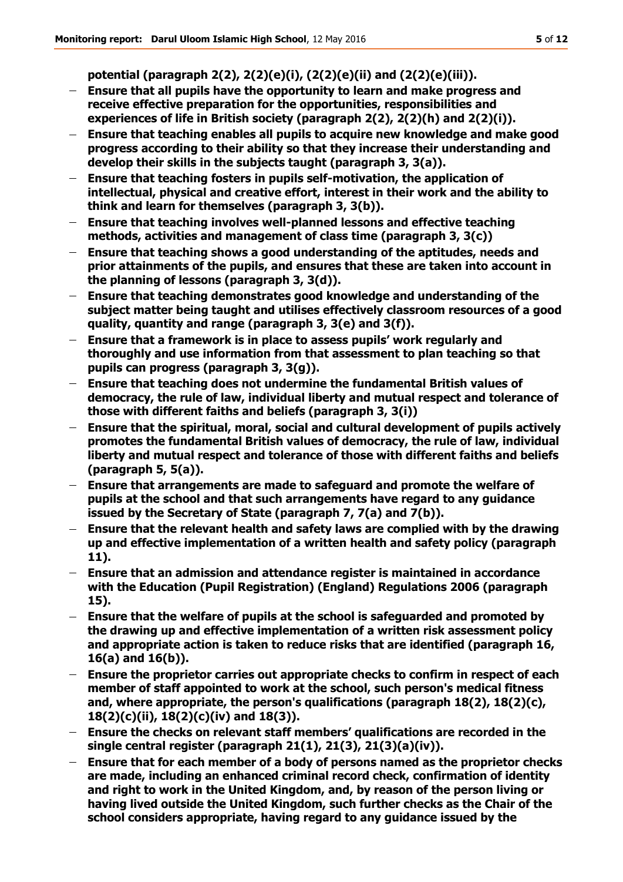**potential (paragraph 2(2), 2(2)(e)(i), (2(2)(e)(ii) and (2(2)(e)(iii)).**

- **Ensure that all pupils have the opportunity to learn and make progress and receive effective preparation for the opportunities, responsibilities and experiences of life in British society (paragraph 2(2), 2(2)(h) and 2(2)(i)).**
- **Ensure that teaching enables all pupils to acquire new knowledge and make good progress according to their ability so that they increase their understanding and develop their skills in the subjects taught (paragraph 3, 3(a)).**
- **Ensure that teaching fosters in pupils self-motivation, the application of intellectual, physical and creative effort, interest in their work and the ability to think and learn for themselves (paragraph 3, 3(b)).**
- **Ensure that teaching involves well-planned lessons and effective teaching methods, activities and management of class time (paragraph 3, 3(c))**
- **Ensure that teaching shows a good understanding of the aptitudes, needs and prior attainments of the pupils, and ensures that these are taken into account in the planning of lessons (paragraph 3, 3(d)).**
- **Ensure that teaching demonstrates good knowledge and understanding of the subject matter being taught and utilises effectively classroom resources of a good quality, quantity and range (paragraph 3, 3(e) and 3(f)).**
- **Ensure that a framework is in place to assess pupils' work regularly and thoroughly and use information from that assessment to plan teaching so that pupils can progress (paragraph 3, 3(g)).**
- **Ensure that teaching does not undermine the fundamental British values of democracy, the rule of law, individual liberty and mutual respect and tolerance of those with different faiths and beliefs (paragraph 3, 3(i))**
- **Ensure that the spiritual, moral, social and cultural development of pupils actively promotes the fundamental British values of democracy, the rule of law, individual liberty and mutual respect and tolerance of those with different faiths and beliefs (paragraph 5, 5(a)).**
- **Ensure that arrangements are made to safeguard and promote the welfare of pupils at the school and that such arrangements have regard to any guidance issued by the Secretary of State (paragraph 7, 7(a) and 7(b)).**
- **Ensure that the relevant health and safety laws are complied with by the drawing up and effective implementation of a written health and safety policy (paragraph 11).**
- **Ensure that an admission and attendance register is maintained in accordance with the Education (Pupil Registration) (England) Regulations 2006 (paragraph 15).**
- **Ensure that the welfare of pupils at the school is safeguarded and promoted by the drawing up and effective implementation of a written risk assessment policy and appropriate action is taken to reduce risks that are identified (paragraph 16, 16(a) and 16(b)).**
- **Ensure the proprietor carries out appropriate checks to confirm in respect of each member of staff appointed to work at the school, such person's medical fitness and, where appropriate, the person's qualifications (paragraph 18(2), 18(2)(c), 18(2)(c)(ii), 18(2)(c)(iv) and 18(3)).**
- **Ensure the checks on relevant staff members' qualifications are recorded in the single central register (paragraph 21(1), 21(3), 21(3)(a)(iv)).**
- **Ensure that for each member of a body of persons named as the proprietor checks are made, including an enhanced criminal record check, confirmation of identity and right to work in the United Kingdom, and, by reason of the person living or having lived outside the United Kingdom, such further checks as the Chair of the school considers appropriate, having regard to any guidance issued by the**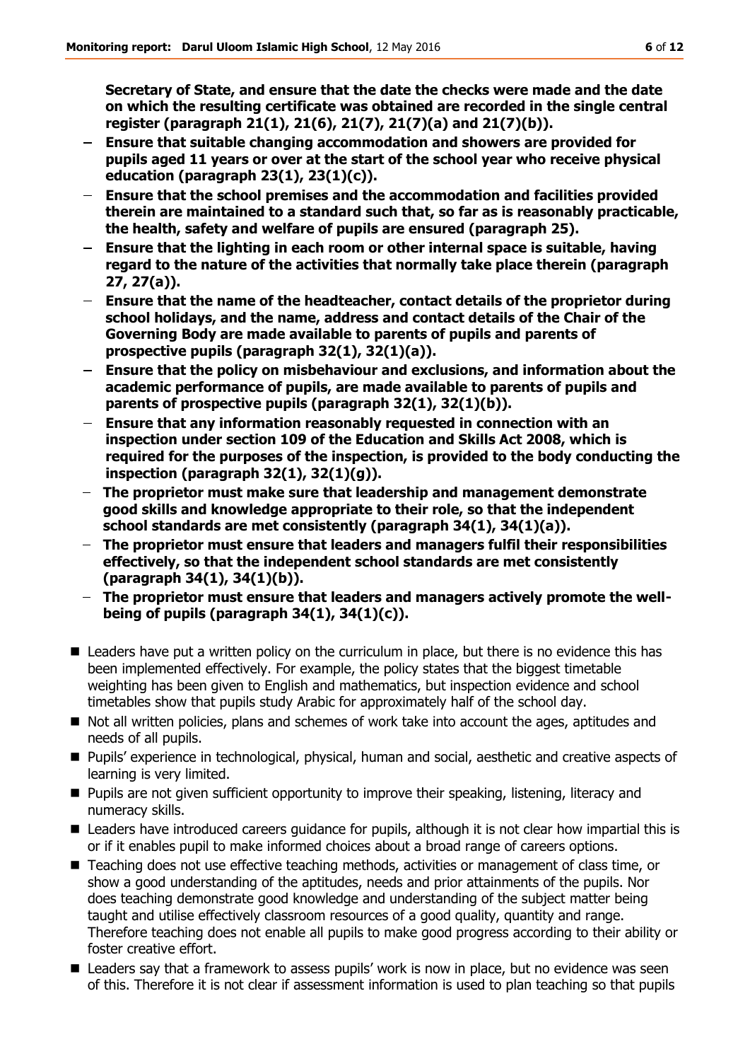**Secretary of State, and ensure that the date the checks were made and the date on which the resulting certificate was obtained are recorded in the single central register (paragraph 21(1), 21(6), 21(7), 21(7)(a) and 21(7)(b)).**

- **Ensure that suitable changing accommodation and showers are provided for pupils aged 11 years or over at the start of the school year who receive physical education (paragraph 23(1), 23(1)(c)).**
- **Ensure that the school premises and the accommodation and facilities provided therein are maintained to a standard such that, so far as is reasonably practicable, the health, safety and welfare of pupils are ensured (paragraph 25).**
- **Ensure that the lighting in each room or other internal space is suitable, having regard to the nature of the activities that normally take place therein (paragraph 27, 27(a)).**
- **Ensure that the name of the headteacher, contact details of the proprietor during school holidays, and the name, address and contact details of the Chair of the Governing Body are made available to parents of pupils and parents of prospective pupils (paragraph 32(1), 32(1)(a)).**
- **Ensure that the policy on misbehaviour and exclusions, and information about the academic performance of pupils, are made available to parents of pupils and parents of prospective pupils (paragraph 32(1), 32(1)(b)).**
- **Ensure that any information reasonably requested in connection with an inspection under section 109 of the Education and Skills Act 2008, which is required for the purposes of the inspection, is provided to the body conducting the inspection (paragraph 32(1), 32(1)(g)).**
- **The proprietor must make sure that leadership and management demonstrate good skills and knowledge appropriate to their role, so that the independent school standards are met consistently (paragraph 34(1), 34(1)(a)).**
- **The proprietor must ensure that leaders and managers fulfil their responsibilities effectively, so that the independent school standards are met consistently (paragraph 34(1), 34(1)(b)).**
- **The proprietor must ensure that leaders and managers actively promote the well-being of pupils (paragraph 34(1), 34(1)(c)).**

- Leaders have put a written policy on the curriculum in place, but there is no evidence this has been implemented effectively. For example, the policy states that the biggest timetable weighting has been given to English and mathematics, but inspection evidence and school timetables show that pupils study Arabic for approximately half of the school day.
- Not all written policies, plans and schemes of work take into account the ages, aptitudes and needs of all pupils.
- Pupils' experience in technological, physical, human and social, aesthetic and creative aspects of learning is very limited.
- Pupils are not given sufficient opportunity to improve their speaking, listening, literacy and numeracy skills.
- Leaders have introduced careers guidance for pupils, although it is not clear how impartial this is or if it enables pupil to make informed choices about a broad range of careers options.
- Teaching does not use effective teaching methods, activities or management of class time, or show a good understanding of the aptitudes, needs and prior attainments of the pupils. Nor does teaching demonstrate good knowledge and understanding of the subject matter being taught and utilise effectively classroom resources of a good quality, quantity and range. Therefore teaching does not enable all pupils to make good progress according to their ability or foster creative effort.
- Leaders say that a framework to assess pupils' work is now in place, but no evidence was seen of this. Therefore it is not clear if assessment information is used to plan teaching so that pupils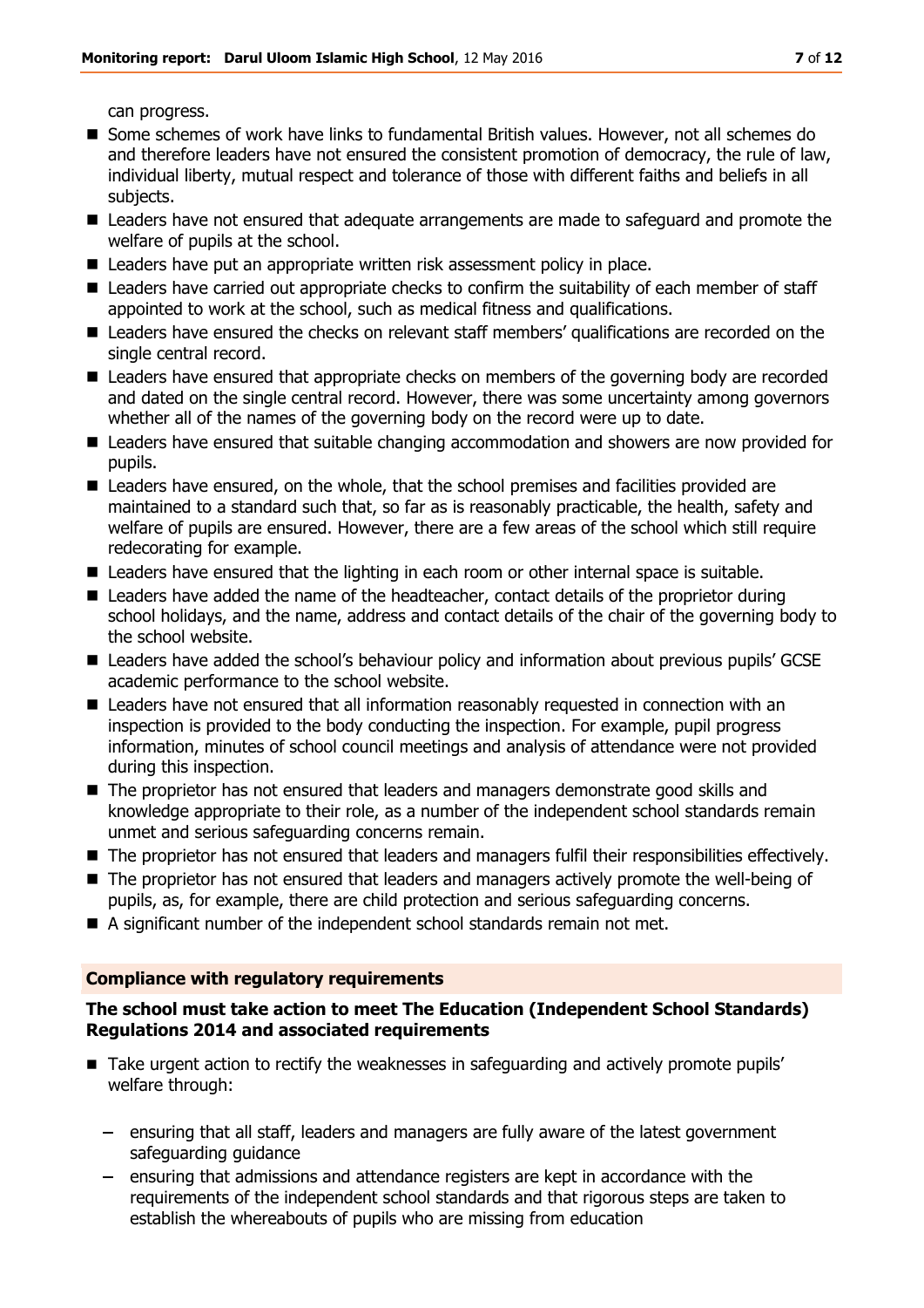can progress.

- Some schemes of work have links to fundamental British values. However, not all schemes do and therefore leaders have not ensured the consistent promotion of democracy, the rule of law, individual liberty, mutual respect and tolerance of those with different faiths and beliefs in all subjects.
- Leaders have not ensured that adequate arrangements are made to safeguard and promote the welfare of pupils at the school.
- Leaders have put an appropriate written risk assessment policy in place.
- Leaders have carried out appropriate checks to confirm the suitability of each member of staff appointed to work at the school, such as medical fitness and qualifications.
- Leaders have ensured the checks on relevant staff members' qualifications are recorded on the single central record.
- Leaders have ensured that appropriate checks on members of the governing body are recorded and dated on the single central record. However, there was some uncertainty among governors whether all of the names of the governing body on the record were up to date.
- Leaders have ensured that suitable changing accommodation and showers are now provided for pupils.
- Leaders have ensured, on the whole, that the school premises and facilities provided are maintained to a standard such that, so far as is reasonably practicable, the health, safety and welfare of pupils are ensured. However, there are a few areas of the school which still require redecorating for example.
- Leaders have ensured that the lighting in each room or other internal space is suitable.
- Leaders have added the name of the headteacher, contact details of the proprietor during school holidays, and the name, address and contact details of the chair of the governing body to the school website.
- Leaders have added the school's behaviour policy and information about previous pupils' GCSE academic performance to the school website.
- Leaders have not ensured that all information reasonably requested in connection with an inspection is provided to the body conducting the inspection. For example, pupil progress information, minutes of school council meetings and analysis of attendance were not provided during this inspection.
- The proprietor has not ensured that leaders and managers demonstrate good skills and knowledge appropriate to their role, as a number of the independent school standards remain unmet and serious safeguarding concerns remain.
- The proprietor has not ensured that leaders and managers fulfil their responsibilities effectively.
- The proprietor has not ensured that leaders and managers actively promote the well-being of pupils, as, for example, there are child protection and serious safeguarding concerns.
- A significant number of the independent school standards remain not met.

## Compliance with regulatory requirements

**The school must take action to meet The Education (Independent School Standards) Regulations 2014 and associated requirements**

- Take urgent action to rectify the weaknesses in safeguarding and actively promote pupils' welfare through:
  - ensuring that all staff, leaders and managers are fully aware of the latest government safeguarding guidance
  - ensuring that admissions and attendance registers are kept in accordance with the requirements of the independent school standards and that rigorous steps are taken to establish the whereabouts of pupils who are missing from education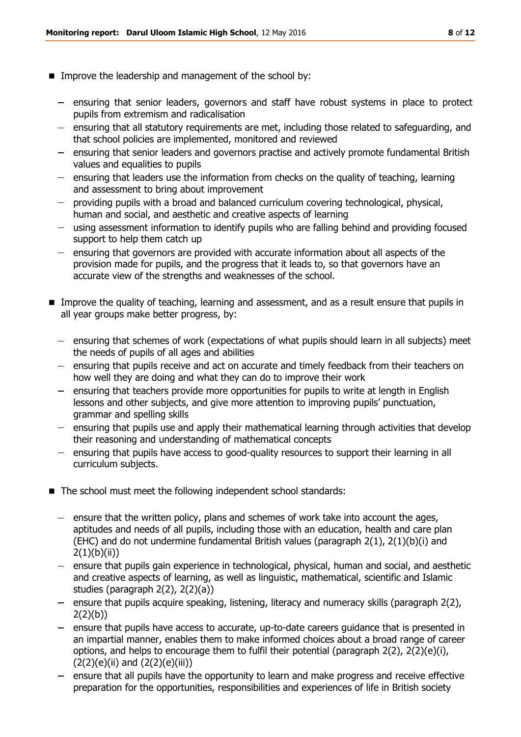- Improve the leadership and management of the school by:
  - ensuring that senior leaders, governors and staff have robust systems in place to protect pupils from extremism and radicalisation
  - ensuring that all statutory requirements are met, including those related to safeguarding, and that school policies are implemented, monitored and reviewed
  - ensuring that senior leaders and governors practise and actively promote fundamental British values and equalities to pupils
  - ensuring that leaders use the information from checks on the quality of teaching, learning and assessment to bring about improvement
  - providing pupils with a broad and balanced curriculum covering technological, physical, human and social, and aesthetic and creative aspects of learning
  - using assessment information to identify pupils who are falling behind and providing focused support to help them catch up
  - ensuring that governors are provided with accurate information about all aspects of the provision made for pupils, and the progress that it leads to, so that governors have an accurate view of the strengths and weaknesses of the school.
- Improve the quality of teaching, learning and assessment, and as a result ensure that pupils in all year groups make better progress, by:
  - ensuring that schemes of work (expectations of what pupils should learn in all subjects) meet the needs of pupils of all ages and abilities
  - ensuring that pupils receive and act on accurate and timely feedback from their teachers on how well they are doing and what they can do to improve their work
  - ensuring that teachers provide more opportunities for pupils to write at length in English lessons and other subjects, and give more attention to improving pupils' punctuation, grammar and spelling skills
  - ensuring that pupils use and apply their mathematical learning through activities that develop their reasoning and understanding of mathematical concepts
  - ensuring that pupils have access to good-quality resources to support their learning in all curriculum subjects.
- The school must meet the following independent school standards:
  - ensure that the written policy, plans and schemes of work take into account the ages, aptitudes and needs of all pupils, including those with an education, health and care plan (EHC) and do not undermine fundamental British values (paragraph 2(1), 2(1)(b)(i) and 2(1)(b)(ii))
  - ensure that pupils gain experience in technological, physical, human and social, and aesthetic and creative aspects of learning, as well as linguistic, mathematical, scientific and Islamic studies (paragraph 2(2), 2(2)(a))
  - ensure that pupils acquire speaking, listening, literacy and numeracy skills (paragraph 2(2), 2(2)(b))
  - ensure that pupils have access to accurate, up-to-date careers guidance that is presented in an impartial manner, enables them to make informed choices about a broad range of career options, and helps to encourage them to fulfil their potential (paragraph 2(2), 2(2)(e)(i), (2(2)(e)(ii) and (2(2)(e)(iii))
  - ensure that all pupils have the opportunity to learn and make progress and receive effective preparation for the opportunities, responsibilities and experiences of life in British society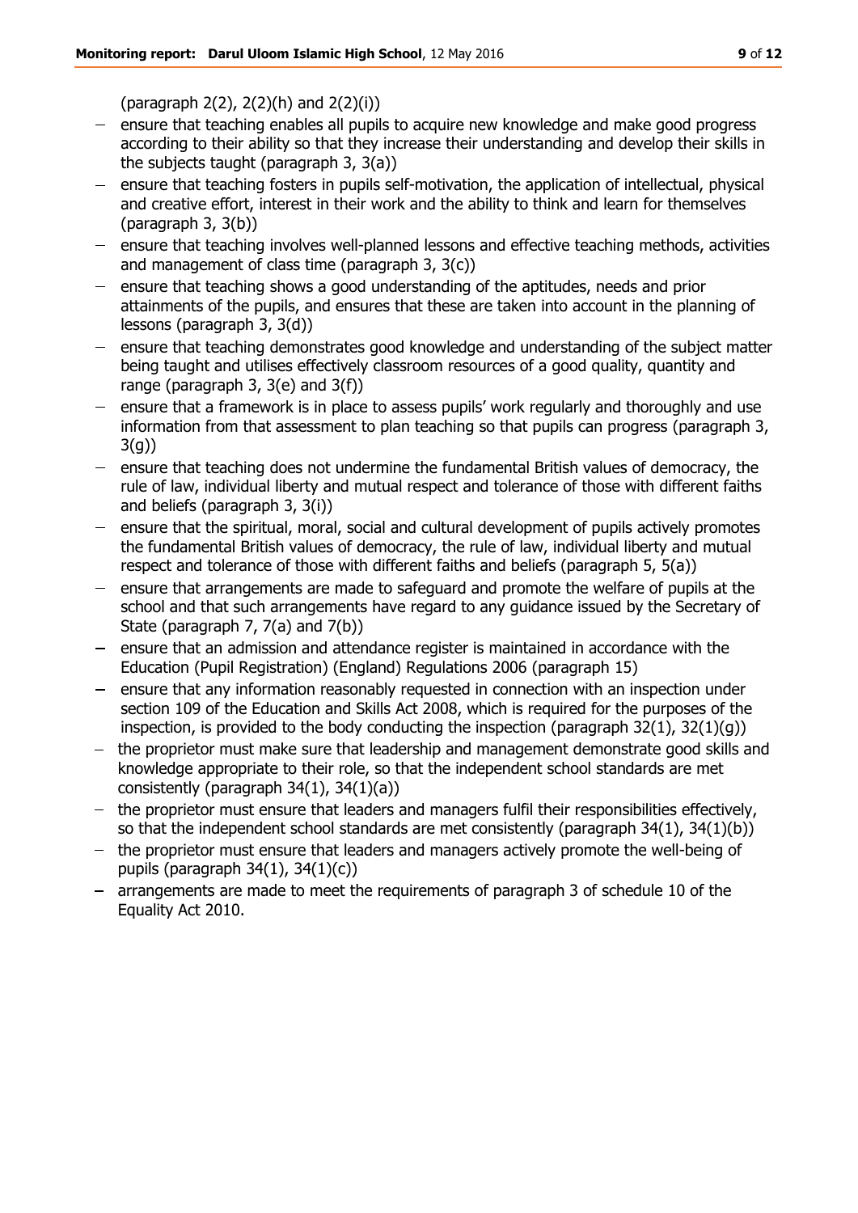(paragraph 2(2), 2(2)(h) and 2(2)(i))

- ensure that teaching enables all pupils to acquire new knowledge and make good progress according to their ability so that they increase their understanding and develop their skills in the subjects taught (paragraph 3, 3(a))
- ensure that teaching fosters in pupils self-motivation, the application of intellectual, physical and creative effort, interest in their work and the ability to think and learn for themselves (paragraph 3, 3(b))
- ensure that teaching involves well-planned lessons and effective teaching methods, activities and management of class time (paragraph 3, 3(c))
- ensure that teaching shows a good understanding of the aptitudes, needs and prior attainments of the pupils, and ensures that these are taken into account in the planning of lessons (paragraph 3, 3(d))
- ensure that teaching demonstrates good knowledge and understanding of the subject matter being taught and utilises effectively classroom resources of a good quality, quantity and range (paragraph 3, 3(e) and 3(f))
- ensure that a framework is in place to assess pupils' work regularly and thoroughly and use information from that assessment to plan teaching so that pupils can progress (paragraph 3, 3(g))
- ensure that teaching does not undermine the fundamental British values of democracy, the rule of law, individual liberty and mutual respect and tolerance of those with different faiths and beliefs (paragraph 3, 3(i))
- ensure that the spiritual, moral, social and cultural development of pupils actively promotes the fundamental British values of democracy, the rule of law, individual liberty and mutual respect and tolerance of those with different faiths and beliefs (paragraph 5, 5(a))
- ensure that arrangements are made to safeguard and promote the welfare of pupils at the school and that such arrangements have regard to any guidance issued by the Secretary of State (paragraph 7, 7(a) and 7(b))
- ensure that an admission and attendance register is maintained in accordance with the Education (Pupil Registration) (England) Regulations 2006 (paragraph 15)
- ensure that any information reasonably requested in connection with an inspection under section 109 of the Education and Skills Act 2008, which is required for the purposes of the inspection, is provided to the body conducting the inspection (paragraph 32(1), 32(1)(g))
- the proprietor must make sure that leadership and management demonstrate good skills and knowledge appropriate to their role, so that the independent school standards are met consistently (paragraph 34(1), 34(1)(a))
- the proprietor must ensure that leaders and managers fulfil their responsibilities effectively, so that the independent school standards are met consistently (paragraph 34(1), 34(1)(b))
- the proprietor must ensure that leaders and managers actively promote the well-being of pupils (paragraph 34(1), 34(1)(c))
- arrangements are made to meet the requirements of paragraph 3 of schedule 10 of the Equality Act 2010.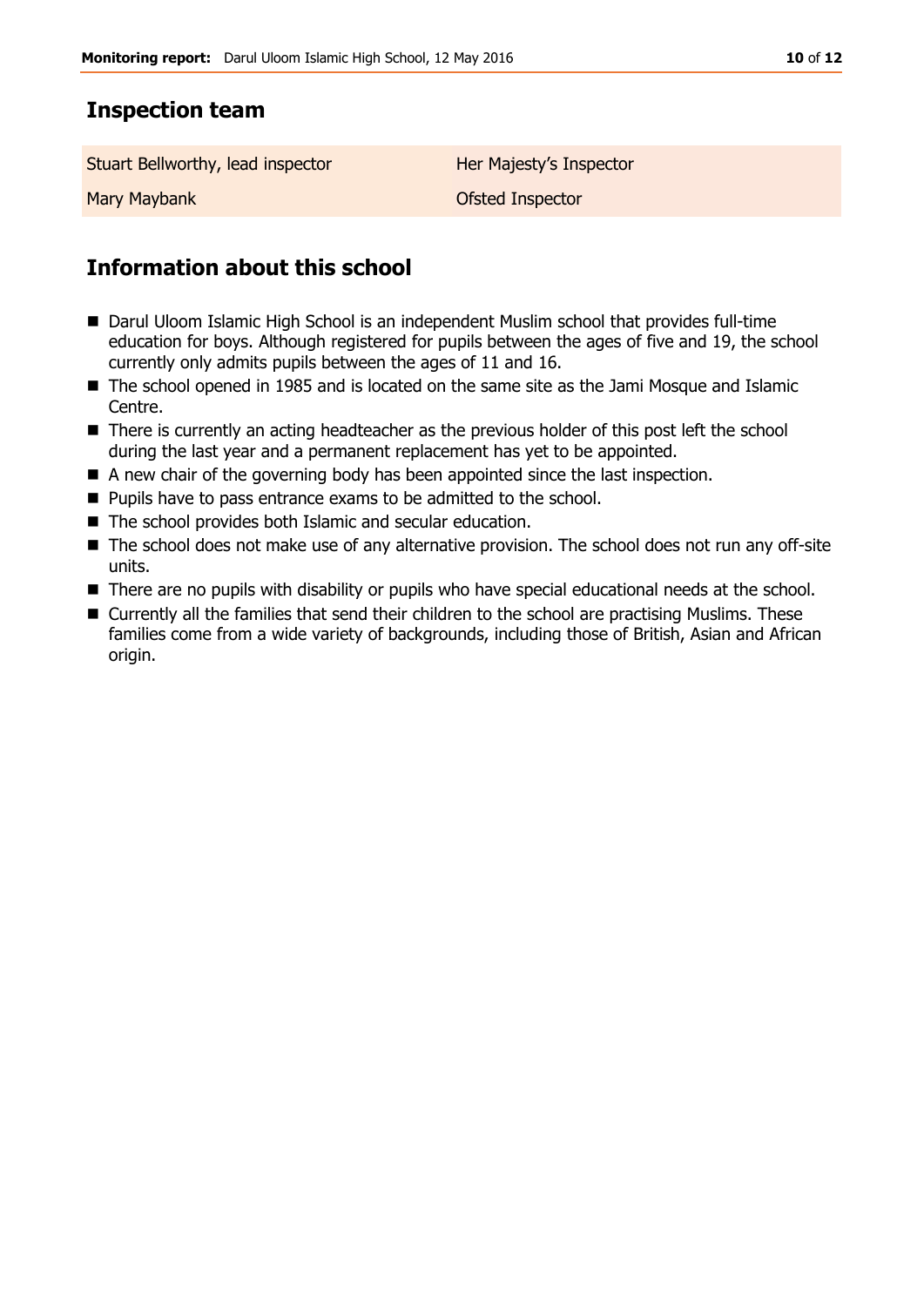## Inspection team

| | |
|---|---|
| Stuart Bellworthy, lead inspector | Her Majesty's Inspector |
| Mary Maybank | Ofsted Inspector |

## Information about this school

- Darul Uloom Islamic High School is an independent Muslim school that provides full-time education for boys. Although registered for pupils between the ages of five and 19, the school currently only admits pupils between the ages of 11 and 16.
- The school opened in 1985 and is located on the same site as the Jami Mosque and Islamic Centre.
- There is currently an acting headteacher as the previous holder of this post left the school during the last year and a permanent replacement has yet to be appointed.
- A new chair of the governing body has been appointed since the last inspection.
- Pupils have to pass entrance exams to be admitted to the school.
- The school provides both Islamic and secular education.
- The school does not make use of any alternative provision. The school does not run any off-site units.
- There are no pupils with disability or pupils who have special educational needs at the school.
- Currently all the families that send their children to the school are practising Muslims. These families come from a wide variety of backgrounds, including those of British, Asian and African origin.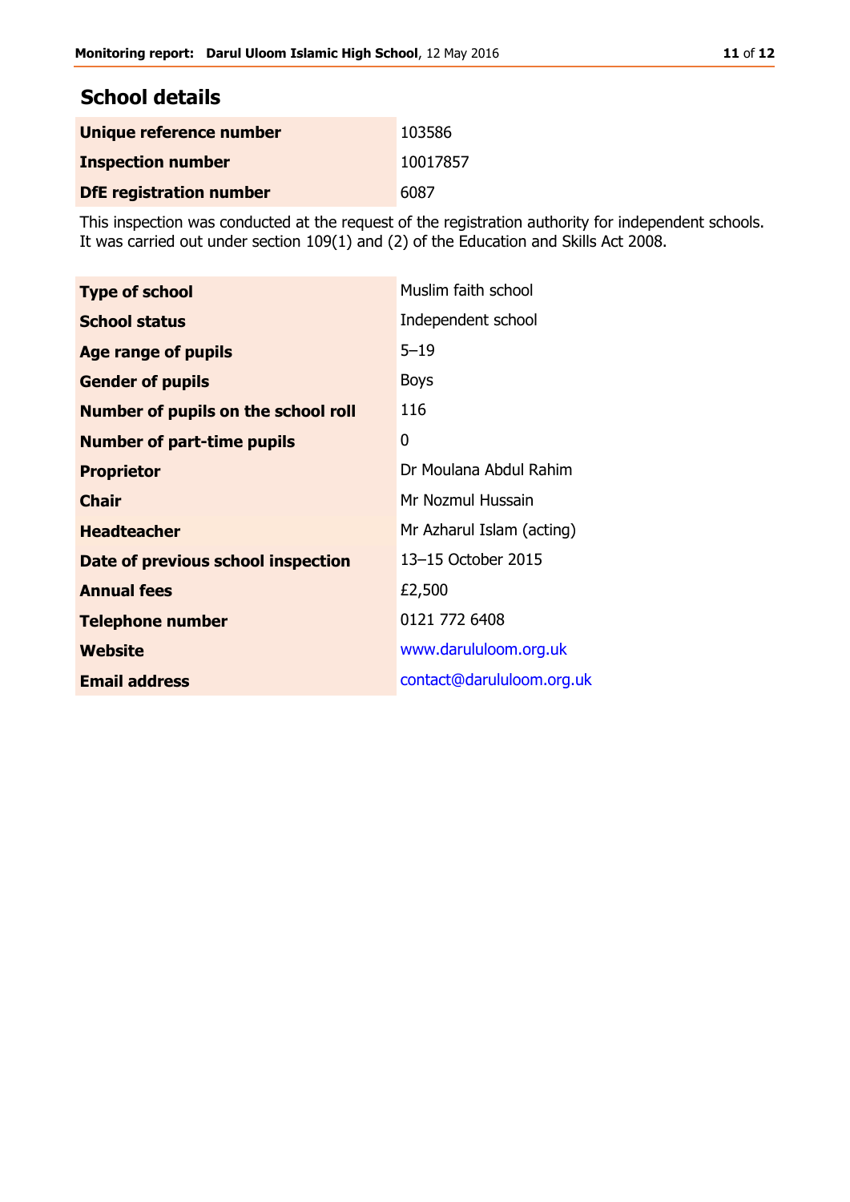## School details

| | |
|---|---|
| **Unique reference number** | 103586 |
| **Inspection number** | 10017857 |
| **DfE registration number** | 6087 |

This inspection was conducted at the request of the registration authority for independent schools. It was carried out under section 109(1) and (2) of the Education and Skills Act 2008.

| | |
|---|---|
| **Type of school** | Muslim faith school |
| **School status** | Independent school |
| **Age range of pupils** | 5–19 |
| **Gender of pupils** | Boys |
| **Number of pupils on the school roll** | 116 |
| **Number of part-time pupils** | 0 |
| **Proprietor** | Dr Moulana Abdul Rahim |
| **Chair** | Mr Nozmul Hussain |
| **Headteacher** | Mr Azharul Islam (acting) |
| **Date of previous school inspection** | 13–15 October 2015 |
| **Annual fees** | £2,500 |
| **Telephone number** | 0121 772 6408 |
| **Website** | www.darululoom.org.uk |
| **Email address** | contact@darululoom.org.uk |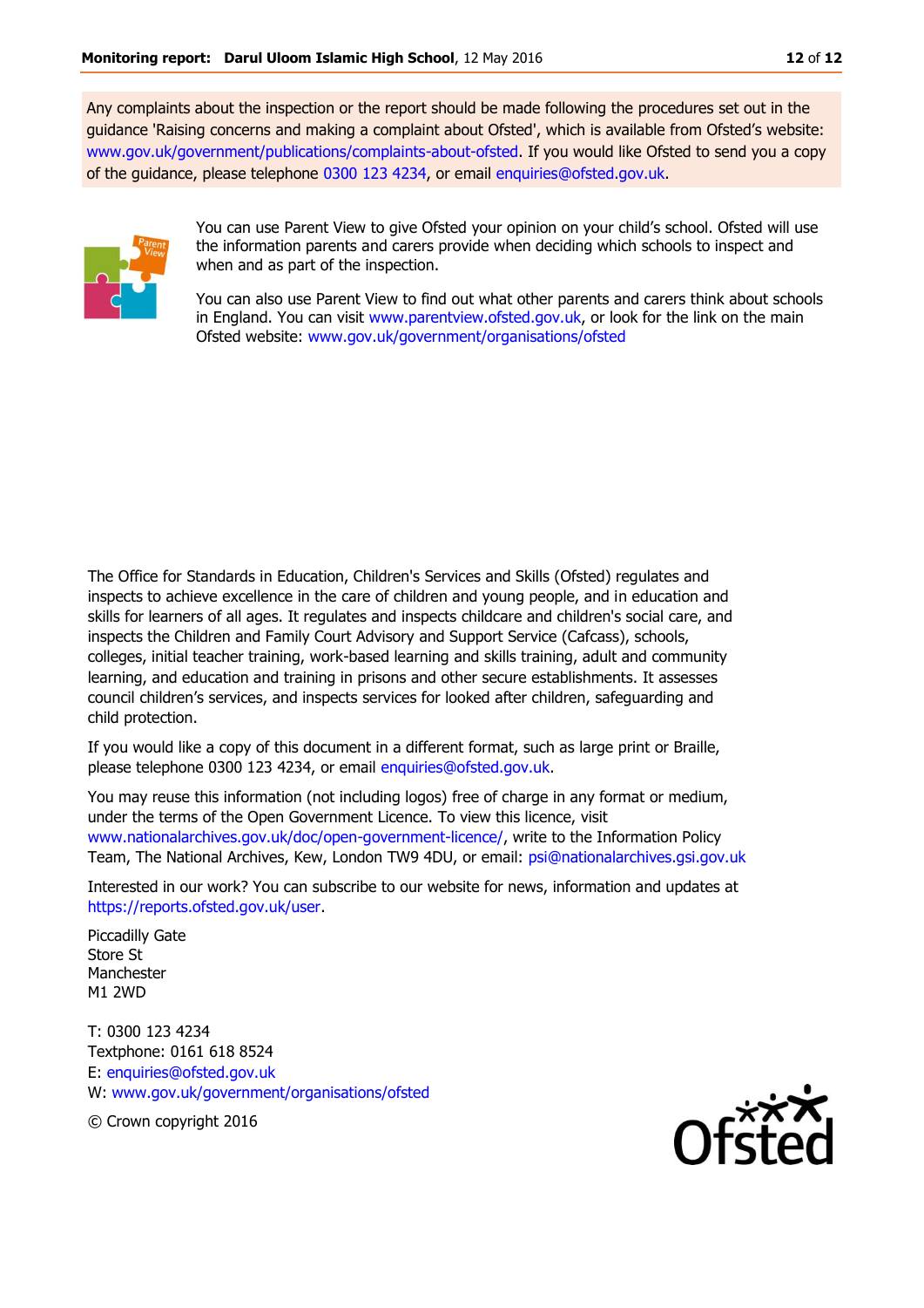Any complaints about the inspection or the report should be made following the procedures set out in the guidance 'Raising concerns and making a complaint about Ofsted', which is available from Ofsted's website: www.gov.uk/government/publications/complaints-about-ofsted. If you would like Ofsted to send you a copy of the guidance, please telephone 0300 123 4234, or email enquiries@ofsted.gov.uk.

You can use Parent View to give Ofsted your opinion on your child's school. Ofsted will use the information parents and carers provide when deciding which schools to inspect and when and as part of the inspection.

You can also use Parent View to find out what other parents and carers think about schools in England. You can visit www.parentview.ofsted.gov.uk, or look for the link on the main Ofsted website: www.gov.uk/government/organisations/ofsted

The Office for Standards in Education, Children's Services and Skills (Ofsted) regulates and inspects to achieve excellence in the care of children and young people, and in education and skills for learners of all ages. It regulates and inspects childcare and children's social care, and inspects the Children and Family Court Advisory and Support Service (Cafcass), schools, colleges, initial teacher training, work-based learning and skills training, adult and community learning, and education and training in prisons and other secure establishments. It assesses council children's services, and inspects services for looked after children, safeguarding and child protection.

If you would like a copy of this document in a different format, such as large print or Braille, please telephone 0300 123 4234, or email enquiries@ofsted.gov.uk.

You may reuse this information (not including logos) free of charge in any format or medium, under the terms of the Open Government Licence. To view this licence, visit www.nationalarchives.gov.uk/doc/open-government-licence/, write to the Information Policy Team, The National Archives, Kew, London TW9 4DU, or email: psi@nationalarchives.gsi.gov.uk

Interested in our work? You can subscribe to our website for news, information and updates at https://reports.ofsted.gov.uk/user.

Piccadilly Gate
Store St
Manchester
M1 2WD

T: 0300 123 4234
Textphone: 0161 618 8524
E: enquiries@ofsted.gov.uk
W: www.gov.uk/government/organisations/ofsted

© Crown copyright 2016